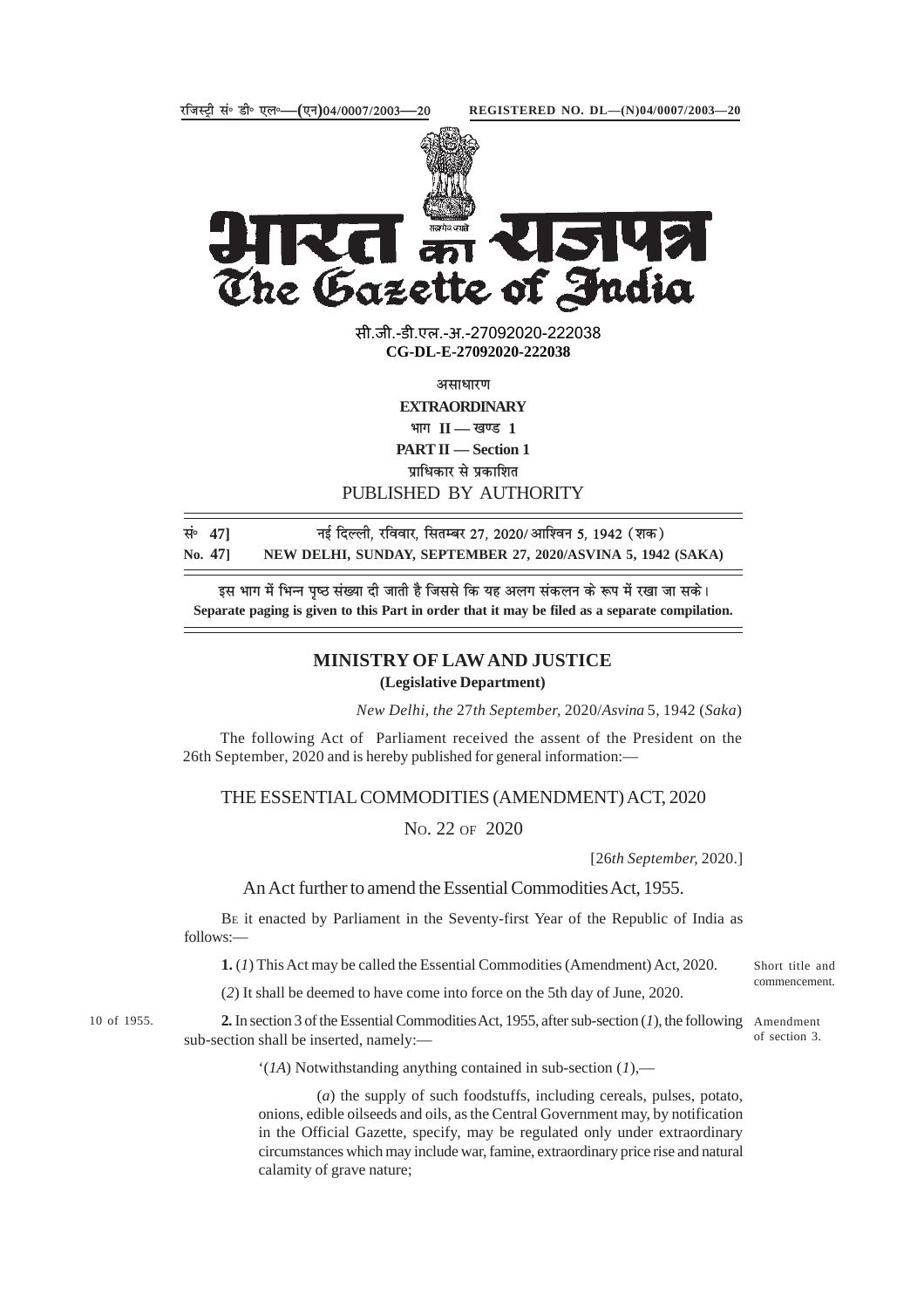रजिस्ट्री सं॰ डी॰ एल॰—(एन)04/0007/2003—20 **REGISTERED NO. DL—(N)04/0007/2003—20**

# भारत का राजपत्र
# The Gazette of India

सी.जी.-डी.एल.-अ.-27092020-222038
**CG-DL-E-27092020-222038**

असाधारण
**EXTRAORDINARY**
भाग II — खण्ड 1
**PART II — Section 1**
प्राधिकार से प्रकाशित
PUBLISHED BY AUTHORITY

सं॰ 47] नई दिल्ली, रविवार, सितम्बर 27, 2020/ आश्विन 5, 1942 (शक)
**No. 47] NEW DELHI, SUNDAY, SEPTEMBER 27, 2020/ASVINA 5, 1942 (SAKA)**

इस भाग में भिन्न पृष्ठ संख्या दी जाती है जिससे कि यह अलग संकलन के रूप में रखा जा सके।
**Separate paging is given to this Part in order that it may be filed as a separate compilation.**

## MINISTRY OF LAW AND JUSTICE
**(Legislative Department)**

*New Delhi, the* 27*th September*, 2020/*Asvina* 5, 1942 (*Saka*)

The following Act of Parliament received the assent of the President on the 26th September, 2020 and is hereby published for general information:—

## THE ESSENTIAL COMMODITIES (AMENDMENT) ACT, 2020

No. 22 of 2020

[26*th September*, 2020.]

An Act further to amend the Essential Commodities Act, 1955.

Be it enacted by Parliament in the Seventy-first Year of the Republic of India as follows:—

*Short title and commencement.*

**1.** (*1*) This Act may be called the Essential Commodities (Amendment) Act, 2020.

(*2*) It shall be deemed to have come into force on the 5th day of June, 2020.

*10 of 1955.* *Amendment of section 3.*

**2.** In section 3 of the Essential Commodities Act, 1955, after sub-section (*1*), the following sub-section shall be inserted, namely:—

'(*1A*) Notwithstanding anything contained in sub-section (*1*),—

(*a*) the supply of such foodstuffs, including cereals, pulses, potato, onions, edible oilseeds and oils, as the Central Government may, by notification in the Official Gazette, specify, may be regulated only under extraordinary circumstances which may include war, famine, extraordinary price rise and natural calamity of grave nature;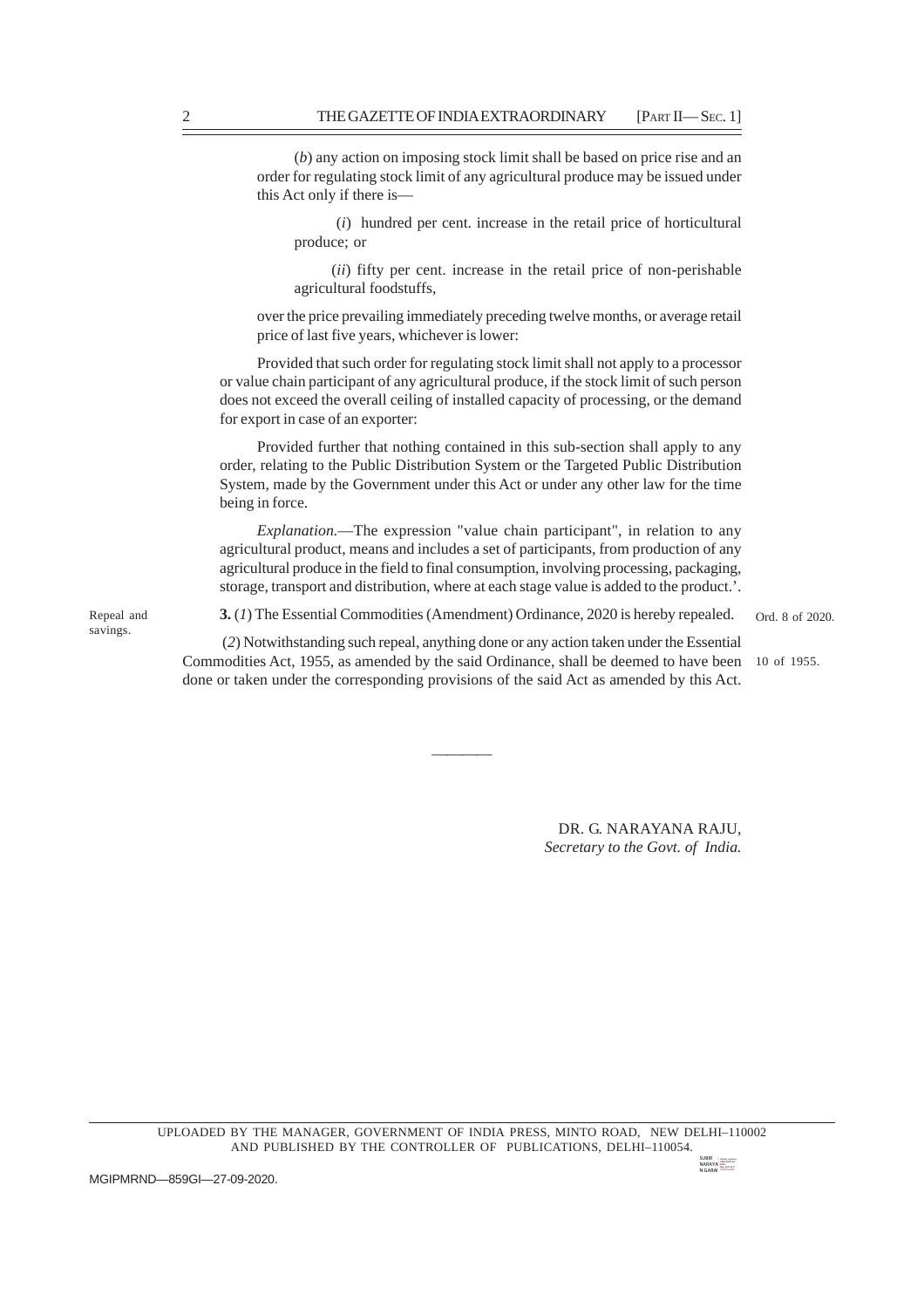(*b*) any action on imposing stock limit shall be based on price rise and an order for regulating stock limit of any agricultural produce may be issued under this Act only if there is—

(*i*) hundred per cent. increase in the retail price of horticultural produce; or

(*ii*) fifty per cent. increase in the retail price of non-perishable agricultural foodstuffs,

over the price prevailing immediately preceding twelve months, or average retail price of last five years, whichever is lower:

Provided that such order for regulating stock limit shall not apply to a processor or value chain participant of any agricultural produce, if the stock limit of such person does not exceed the overall ceiling of installed capacity of processing, or the demand for export in case of an exporter:

Provided further that nothing contained in this sub-section shall apply to any order, relating to the Public Distribution System or the Targeted Public Distribution System, made by the Government under this Act or under any other law for the time being in force.

*Explanation.*—The expression "value chain participant", in relation to any agricultural product, means and includes a set of participants, from production of any agricultural produce in the field to final consumption, involving processing, packaging, storage, transport and distribution, where at each stage value is added to the product.'.

Repeal and savings.

**3.** (*1*) The Essential Commodities (Amendment) Ordinance, 2020 is hereby repealed. Ord. 8 of 2020.

(*2*) Notwithstanding such repeal, anything done or any action taken under the Essential Commodities Act, 1955, as amended by the said Ordinance, shall be deemed to have been done or taken under the corresponding provisions of the said Act as amended by this Act. 10 of 1955.

DR. G. NARAYANA RAJU,
*Secretary to the Govt. of India.*

UPLOADED BY THE MANAGER, GOVERNMENT OF INDIA PRESS, MINTO ROAD, NEW DELHI–110002
AND PUBLISHED BY THE CONTROLLER OF PUBLICATIONS, DELHI–110054.

MGIPMRND—859GI—27-09-2020.